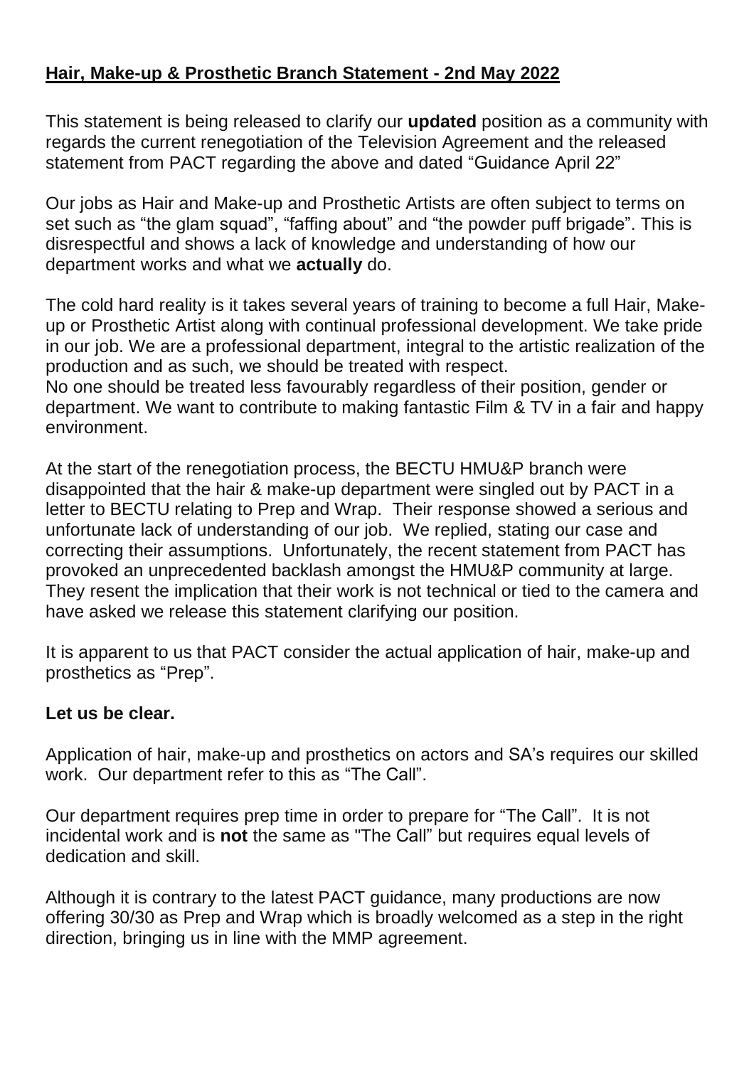# **Hair, Make-up & Prosthetic Branch Statement - 2nd May 2022**

This statement is being released to clarify our **updated** position as a community with regards the current renegotiation of the Television Agreement and the released statement from PACT regarding the above and dated "Guidance April 22"

Our jobs as Hair and Make-up and Prosthetic Artists are often subject to terms on set such as "the glam squad", "faffing about" and "the powder puff brigade". This is disrespectful and shows a lack of knowledge and understanding of how our department works and what we **actually** do.

The cold hard reality is it takes several years of training to become a full Hair, Make-up or Prosthetic Artist along with continual professional development. We take pride in our job. We are a professional department, integral to the artistic realization of the production and as such, we should be treated with respect.
No one should be treated less favourably regardless of their position, gender or department. We want to contribute to making fantastic Film & TV in a fair and happy environment.

At the start of the renegotiation process, the BECTU HMU&P branch were disappointed that the hair & make-up department were singled out by PACT in a letter to BECTU relating to Prep and Wrap. Their response showed a serious and unfortunate lack of understanding of our job. We replied, stating our case and correcting their assumptions. Unfortunately, the recent statement from PACT has provoked an unprecedented backlash amongst the HMU&P community at large. They resent the implication that their work is not technical or tied to the camera and have asked we release this statement clarifying our position.

It is apparent to us that PACT consider the actual application of hair, make-up and prosthetics as "Prep".

**Let us be clear.**

Application of hair, make-up and prosthetics on actors and SA's requires our skilled work. Our department refer to this as "The Call".

Our department requires prep time in order to prepare for "The Call". It is not incidental work and is **not** the same as "The Call" but requires equal levels of dedication and skill.

Although it is contrary to the latest PACT guidance, many productions are now offering 30/30 as Prep and Wrap which is broadly welcomed as a step in the right direction, bringing us in line with the MMP agreement.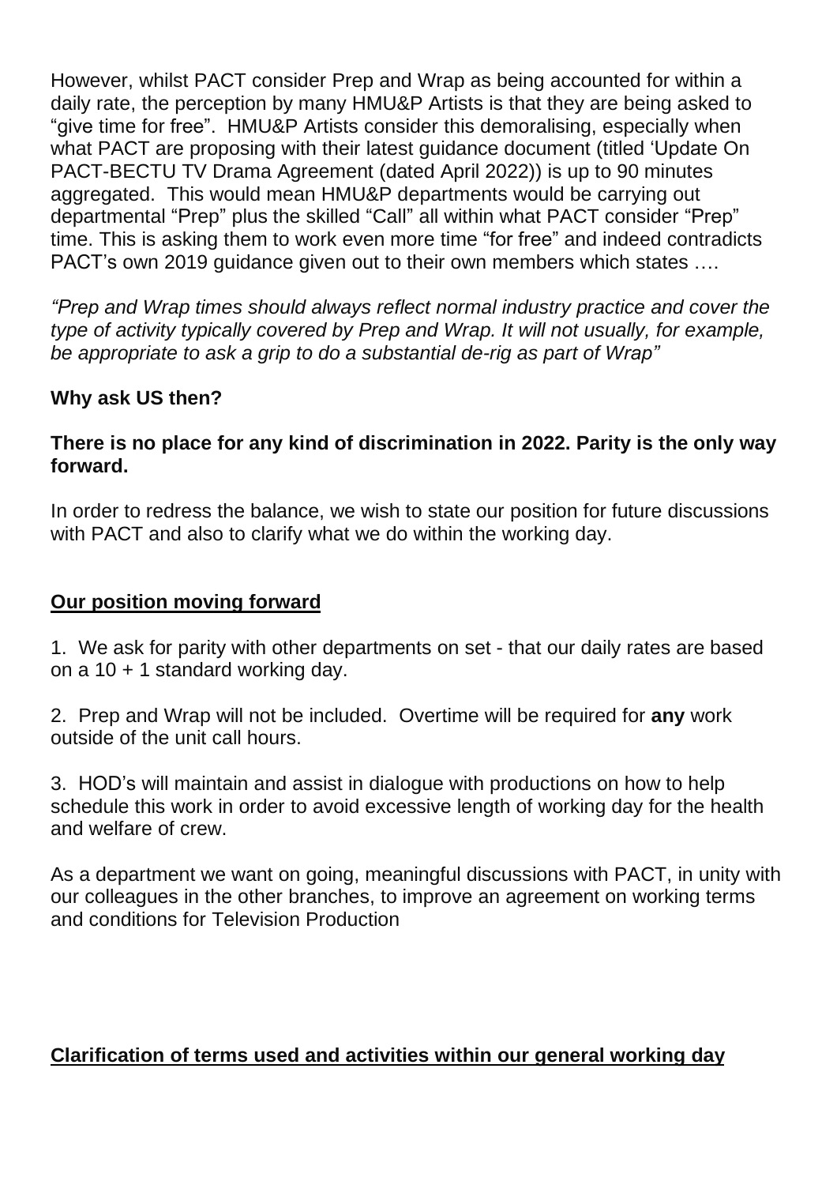However, whilst PACT consider Prep and Wrap as being accounted for within a daily rate, the perception by many HMU&P Artists is that they are being asked to "give time for free". HMU&P Artists consider this demoralising, especially when what PACT are proposing with their latest guidance document (titled 'Update On PACT-BECTU TV Drama Agreement (dated April 2022)) is up to 90 minutes aggregated. This would mean HMU&P departments would be carrying out departmental "Prep" plus the skilled "Call" all within what PACT consider "Prep" time. This is asking them to work even more time "for free" and indeed contradicts PACT's own 2019 guidance given out to their own members which states ….

*"Prep and Wrap times should always reflect normal industry practice and cover the type of activity typically covered by Prep and Wrap. It will not usually, for example, be appropriate to ask a grip to do a substantial de-rig as part of Wrap"*

**Why ask US then?**

**There is no place for any kind of discrimination in 2022. Parity is the only way forward.**

In order to redress the balance, we wish to state our position for future discussions with PACT and also to clarify what we do within the working day.

**<u>Our position moving forward</u>**

1. We ask for parity with other departments on set - that our daily rates are based on a 10 + 1 standard working day.

2. Prep and Wrap will not be included. Overtime will be required for **any** work outside of the unit call hours.

3. HOD's will maintain and assist in dialogue with productions on how to help schedule this work in order to avoid excessive length of working day for the health and welfare of crew.

As a department we want on going, meaningful discussions with PACT, in unity with our colleagues in the other branches, to improve an agreement on working terms and conditions for Television Production

**<u>Clarification of terms used and activities within our general working day</u>**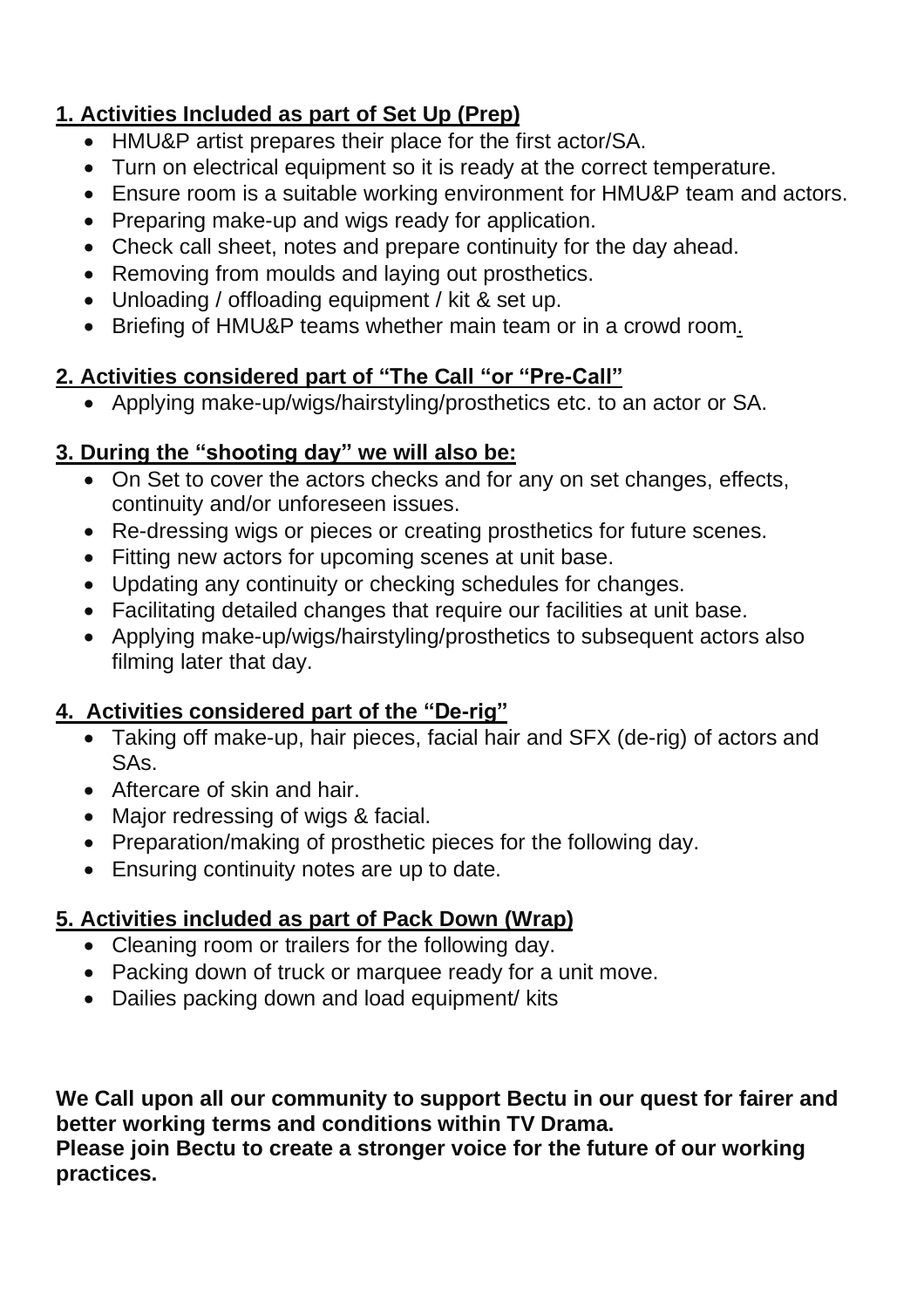## 1. Activities Included as part of Set Up (Prep)

- HMU&P artist prepares their place for the first actor/SA.
- Turn on electrical equipment so it is ready at the correct temperature.
- Ensure room is a suitable working environment for HMU&P team and actors.
- Preparing make-up and wigs ready for application.
- Check call sheet, notes and prepare continuity for the day ahead.
- Removing from moulds and laying out prosthetics.
- Unloading / offloading equipment / kit & set up.
- Briefing of HMU&P teams whether main team or in a crowd room.

## 2. Activities considered part of "The Call "or "Pre-Call"

- Applying make-up/wigs/hairstyling/prosthetics etc. to an actor or SA.

## 3. During the "shooting day" we will also be:

- On Set to cover the actors checks and for any on set changes, effects, continuity and/or unforeseen issues.
- Re-dressing wigs or pieces or creating prosthetics for future scenes.
- Fitting new actors for upcoming scenes at unit base.
- Updating any continuity or checking schedules for changes.
- Facilitating detailed changes that require our facilities at unit base.
- Applying make-up/wigs/hairstyling/prosthetics to subsequent actors also filming later that day.

## 4. Activities considered part of the "De-rig"

- Taking off make-up, hair pieces, facial hair and SFX (de-rig) of actors and SAs.
- Aftercare of skin and hair.
- Major redressing of wigs & facial.
- Preparation/making of prosthetic pieces for the following day.
- Ensuring continuity notes are up to date.

## 5. Activities included as part of Pack Down (Wrap)

- Cleaning room or trailers for the following day.
- Packing down of truck or marquee ready for a unit move.
- Dailies packing down and load equipment/ kits

**We Call upon all our community to support Bectu in our quest for fairer and better working terms and conditions within TV Drama.**
**Please join Bectu to create a stronger voice for the future of our working practices.**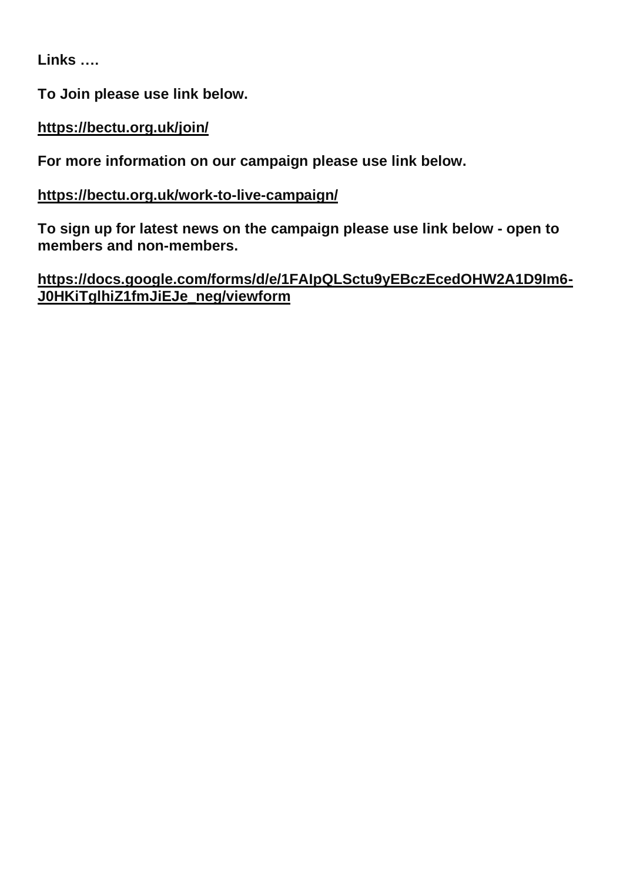**Links ….**

**To Join please use link below.**

**https://bectu.org.uk/join/**

**For more information on our campaign please use link below.**

**https://bectu.org.uk/work-to-live-campaign/**

**To sign up for latest news on the campaign please use link below - open to members and non-members.**

**https://docs.google.com/forms/d/e/1FAIpQLSctu9yEBczEcedOHW2A1D9Im6-J0HKiTglhiZ1fmJiEJe_neg/viewform**